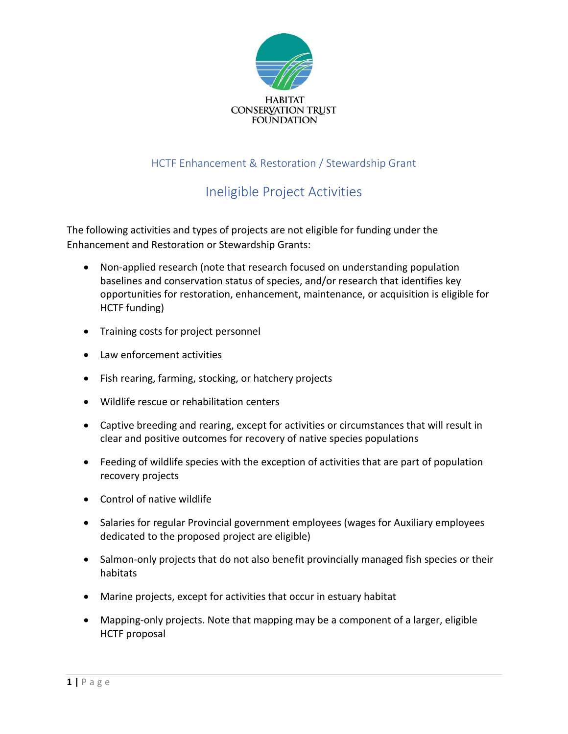HABITAT CONSERVATION TRUST FOUNDATION

## HCTF Enhancement & Restoration / Stewardship Grant

# Ineligible Project Activities

The following activities and types of projects are not eligible for funding under the Enhancement and Restoration or Stewardship Grants:

- Non-applied research (note that research focused on understanding population baselines and conservation status of species, and/or research that identifies key opportunities for restoration, enhancement, maintenance, or acquisition is eligible for HCTF funding)
- Training costs for project personnel
- Law enforcement activities
- Fish rearing, farming, stocking, or hatchery projects
- Wildlife rescue or rehabilitation centers
- Captive breeding and rearing, except for activities or circumstances that will result in clear and positive outcomes for recovery of native species populations
- Feeding of wildlife species with the exception of activities that are part of population recovery projects
- Control of native wildlife
- Salaries for regular Provincial government employees (wages for Auxiliary employees dedicated to the proposed project are eligible)
- Salmon-only projects that do not also benefit provincially managed fish species or their habitats
- Marine projects, except for activities that occur in estuary habitat
- Mapping-only projects. Note that mapping may be a component of a larger, eligible HCTF proposal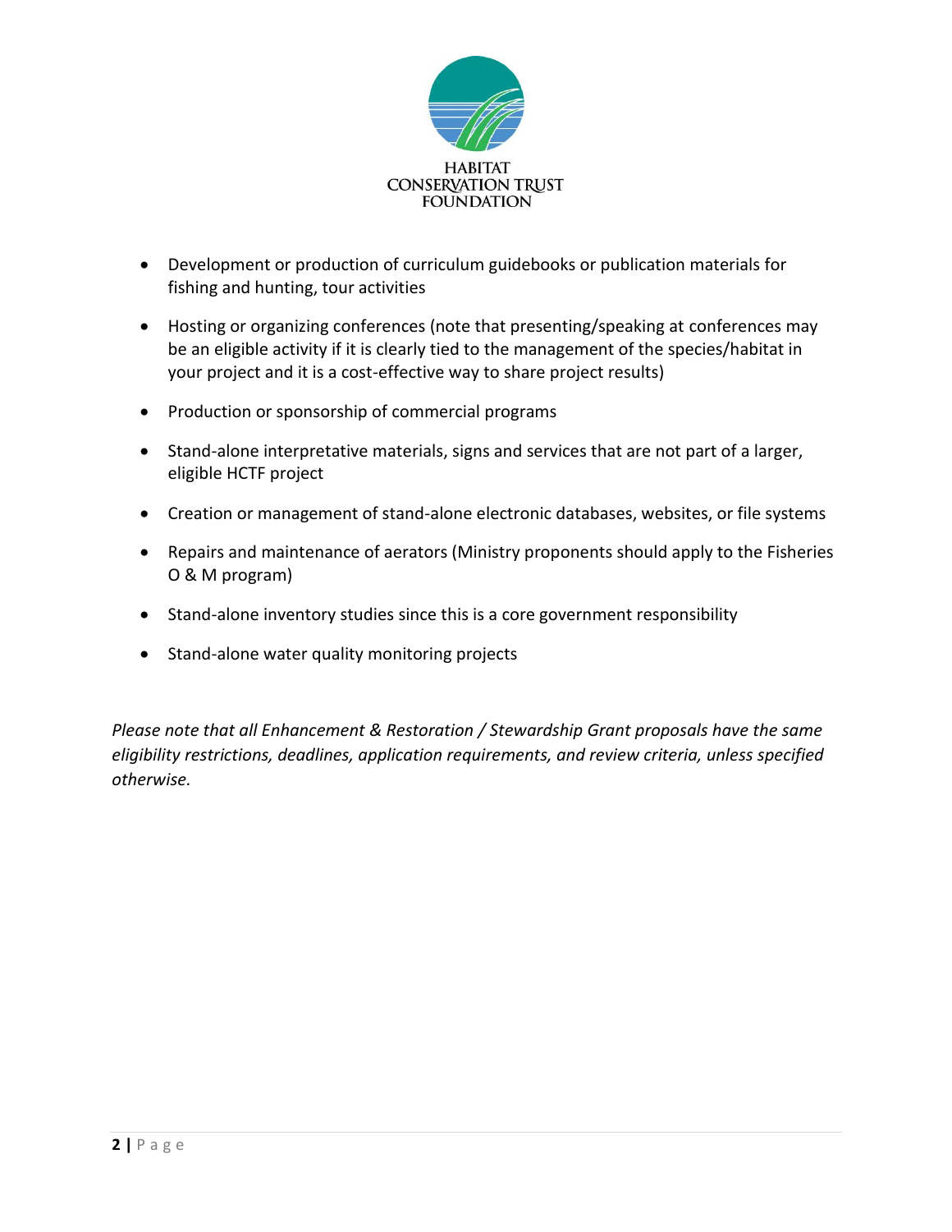- Development or production of curriculum guidebooks or publication materials for fishing and hunting, tour activities
- Hosting or organizing conferences (note that presenting/speaking at conferences may be an eligible activity if it is clearly tied to the management of the species/habitat in your project and it is a cost-effective way to share project results)
- Production or sponsorship of commercial programs
- Stand-alone interpretative materials, signs and services that are not part of a larger, eligible HCTF project
- Creation or management of stand-alone electronic databases, websites, or file systems
- Repairs and maintenance of aerators (Ministry proponents should apply to the Fisheries O & M program)
- Stand-alone inventory studies since this is a core government responsibility
- Stand-alone water quality monitoring projects

*Please note that all Enhancement & Restoration / Stewardship Grant proposals have the same eligibility restrictions, deadlines, application requirements, and review criteria, unless specified otherwise.*